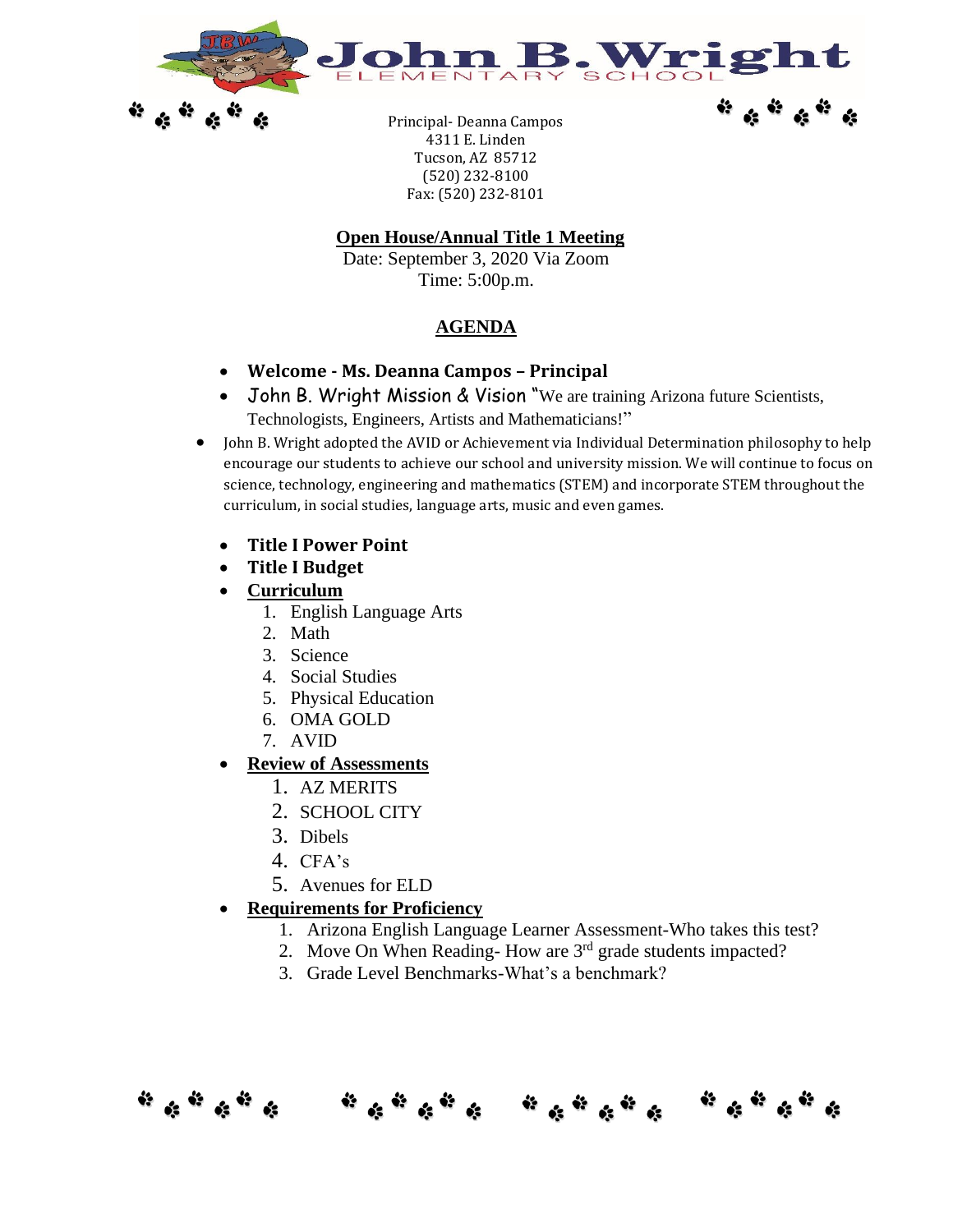# John B. Wright

ELEMENTARY SCHOOL

Principal- Deanna Campos
4311 E. Linden
Tucson, AZ 85712
(520) 232-8100
Fax: (520) 232-8101

## Open House/Annual Title 1 Meeting

Date: September 3, 2020 Via Zoom
Time: 5:00p.m.

## AGENDA

- **Welcome - Ms. Deanna Campos – Principal**
- John B. Wright Mission & Vision "We are training Arizona future Scientists, Technologists, Engineers, Artists and Mathematicians!"
- John B. Wright adopted the AVID or Achievement via Individual Determination philosophy to help encourage our students to achieve our school and university mission. We will continue to focus on science, technology, engineering and mathematics (STEM) and incorporate STEM throughout the curriculum, in social studies, language arts, music and even games.
- **Title I Power Point**
- **Title I Budget**
- **Curriculum**
  1. English Language Arts
  2. Math
  3. Science
  4. Social Studies
  5. Physical Education
  6. OMA GOLD
  7. AVID
- **Review of Assessments**
  1. AZ MERITS
  2. SCHOOL CITY
  3. Dibels
  4. CFA's
  5. Avenues for ELD
- **Requirements for Proficiency**
  1. Arizona English Language Learner Assessment-Who takes this test?
  2. Move On When Reading- How are 3rd grade students impacted?
  3. Grade Level Benchmarks-What's a benchmark?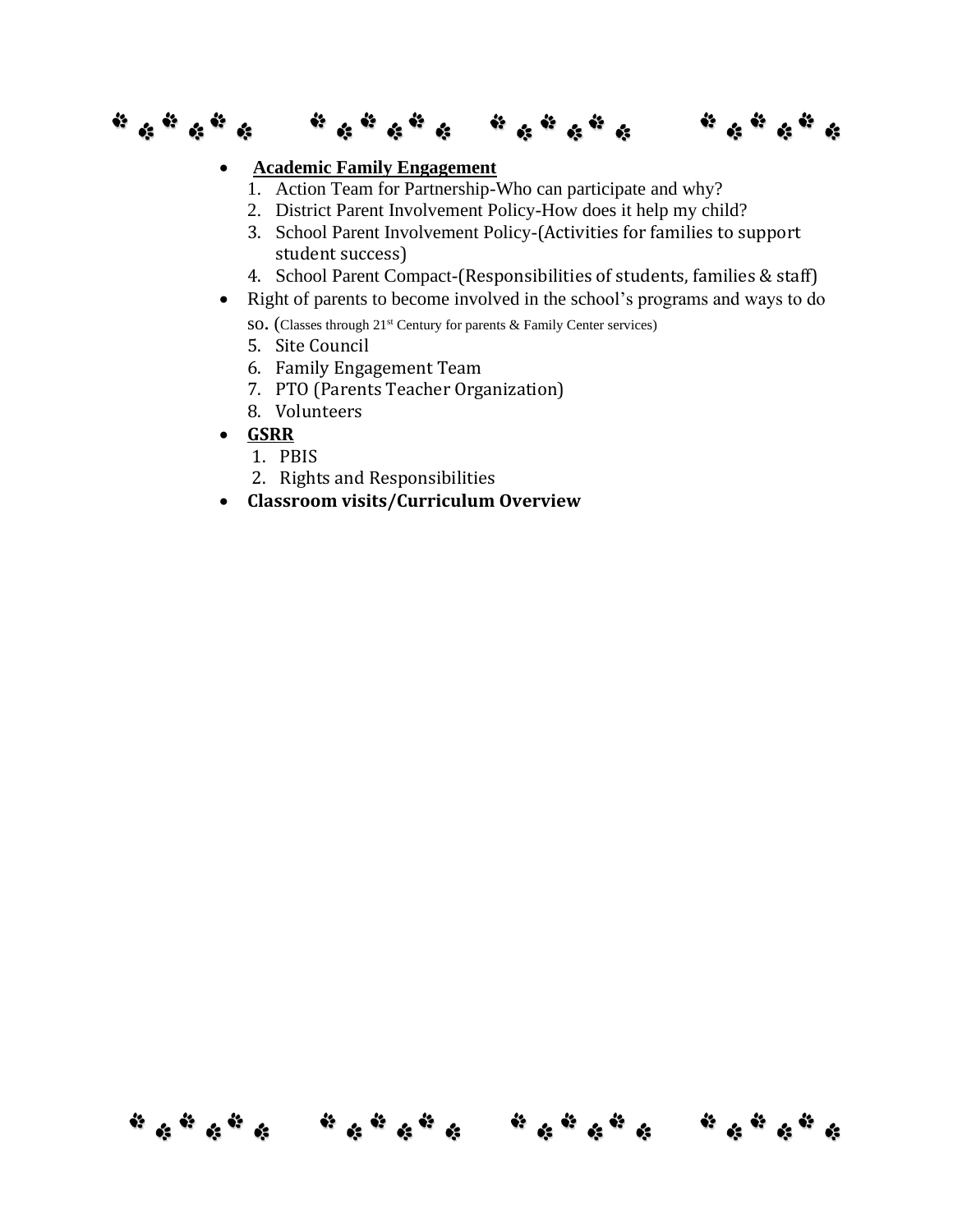- **Academic Family Engagement**
  1. Action Team for Partnership-Who can participate and why?
  2. District Parent Involvement Policy-How does it help my child?
  3. School Parent Involvement Policy-(Activities for families to support student success)
  4. School Parent Compact-(Responsibilities of students, families & staff)
- Right of parents to become involved in the school's programs and ways to do so. (Classes through 21st Century for parents & Family Center services)
  5. Site Council
  6. Family Engagement Team
  7. PTO (Parents Teacher Organization)
  8. Volunteers
- **GSRR**
  1. PBIS
  2. Rights and Responsibilities
- **Classroom visits/Curriculum Overview**